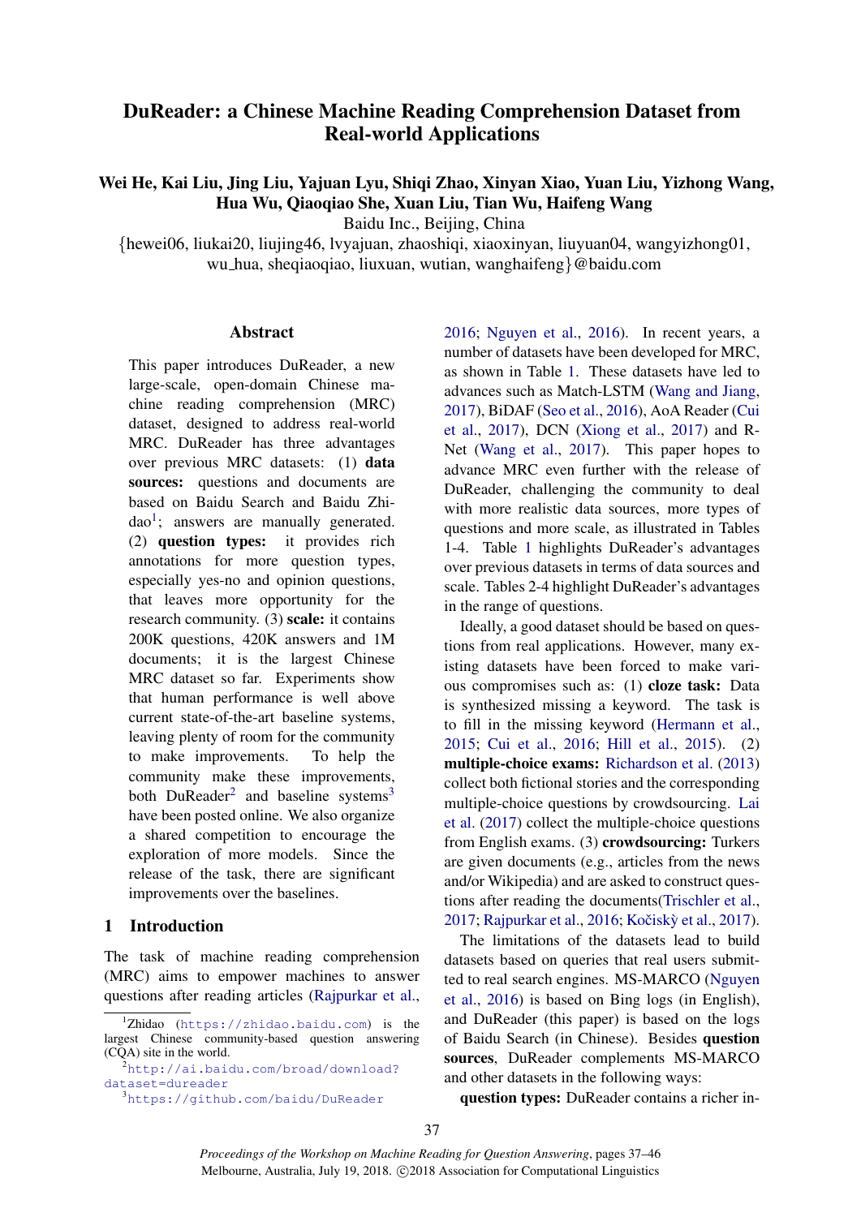# DuReader: a Chinese Machine Reading Comprehension Dataset from Real-world Applications

**Wei He, Kai Liu, Jing Liu, Yajuan Lyu, Shiqi Zhao, Xinyan Xiao, Yuan Liu, Yizhong Wang, Hua Wu, Qiaoqiao She, Xuan Liu, Tian Wu, Haifeng Wang**

Baidu Inc., Beijing, China

{hewei06, liukai20, liujing46, lvyajuan, zhaoshiqi, xiaoxinyan, liuyuan04, wangyizhong01, wu_hua, sheqiaoqiao, liuxuan, wutian, wanghaifeng}@baidu.com

## Abstract

This paper introduces DuReader, a new large-scale, open-domain Chinese machine reading comprehension (MRC) dataset, designed to address real-world MRC. DuReader has three advantages over previous MRC datasets: (1) **data sources:** questions and documents are based on Baidu Search and Baidu Zhidao[1]; answers are manually generated. (2) **question types:** it provides rich annotations for more question types, especially yes-no and opinion questions, that leaves more opportunity for the research community. (3) **scale:** it contains 200K questions, 420K answers and 1M documents; it is the largest Chinese MRC dataset so far. Experiments show that human performance is well above current state-of-the-art baseline systems, leaving plenty of room for the community to make improvements. To help the community make these improvements, both DuReader[2] and baseline systems[3] have been posted online. We also organize a shared competition to encourage the exploration of more models. Since the release of the task, there are significant improvements over the baselines.

## 1 Introduction

The task of machine reading comprehension (MRC) aims to empower machines to answer questions after reading articles (Rajpurkar et al., 2016; Nguyen et al., 2016). In recent years, a number of datasets have been developed for MRC, as shown in Table 1. These datasets have led to advances such as Match-LSTM (Wang and Jiang, 2017), BiDAF (Seo et al., 2016), AoA Reader (Cui et al., 2017), DCN (Xiong et al., 2017) and R-Net (Wang et al., 2017). This paper hopes to advance MRC even further with the release of DuReader, challenging the community to deal with more realistic data sources, more types of questions and more scale, as illustrated in Tables 1-4. Table 1 highlights DuReader's advantages over previous datasets in terms of data sources and scale. Tables 2-4 highlight DuReader's advantages in the range of questions.

Ideally, a good dataset should be based on questions from real applications. However, many existing datasets have been forced to make various compromises such as: (1) **cloze task:** Data is synthesized missing a keyword. The task is to fill in the missing keyword (Hermann et al., 2015; Cui et al., 2016; Hill et al., 2015). (2) **multiple-choice exams:** Richardson et al. (2013) collect both fictional stories and the corresponding multiple-choice questions by crowdsourcing. Lai et al. (2017) collect the multiple-choice questions from English exams. (3) **crowdsourcing:** Turkers are given documents (e.g., articles from the news and/or Wikipedia) and are asked to construct questions after reading the documents(Trischler et al., 2017; Rajpurkar et al., 2016; Kočiský et al., 2017).

The limitations of the datasets lead to build datasets based on queries that real users submitted to real search engines. MS-MARCO (Nguyen et al., 2016) is based on Bing logs (in English), and DuReader (this paper) is based on the logs of Baidu Search (in Chinese). Besides **question sources**, DuReader complements MS-MARCO and other datasets in the following ways:

**question types:** DuReader contains a richer in-

[1] Zhidao (https://zhidao.baidu.com) is the largest Chinese community-based question answering (CQA) site in the world.

[2] http://ai.baidu.com/broad/download?dataset=dureader

[3] https://github.com/baidu/DuReader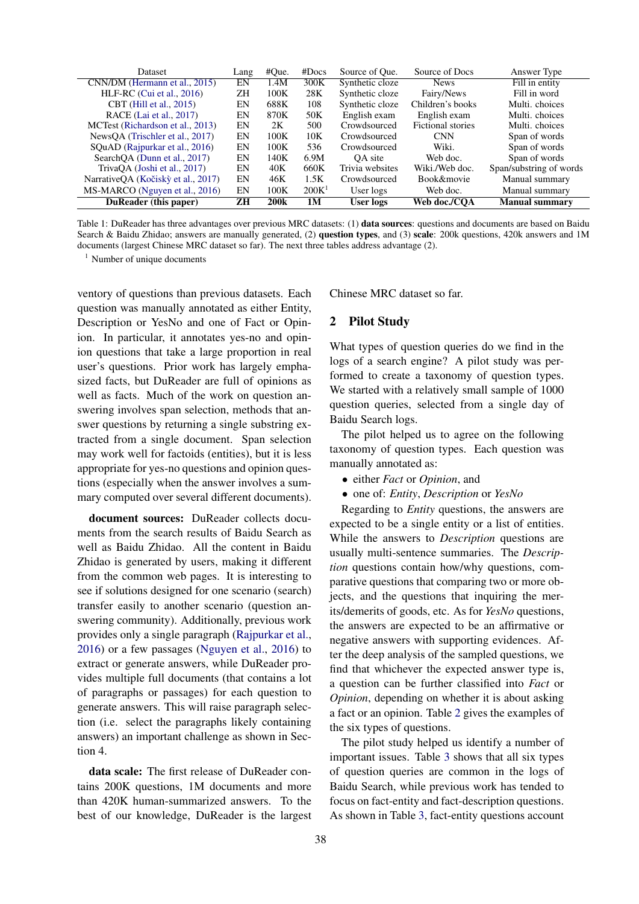| Dataset | Lang | #Que. | #Docs | Source of Que. | Source of Docs | Answer Type |
|---|---|---|---|---|---|---|
| CNN/DM (Hermann et al., 2015) | EN | 1.4M | 300K | Synthetic cloze | News | Fill in entity |
| HLF-RC (Cui et al., 2016) | ZH | 100K | 28K | Synthetic cloze | Fairy/News | Fill in word |
| CBT (Hill et al., 2015) | EN | 688K | 108 | Synthetic cloze | Children's books | Multi. choices |
| RACE (Lai et al., 2017) | EN | 870K | 50K | English exam | English exam | Multi. choices |
| MCTest (Richardson et al., 2013) | EN | 2K | 500 | Crowdsourced | Fictional stories | Multi. choices |
| NewsQA (Trischler et al., 2017) | EN | 100K | 10K | Crowdsourced | CNN | Span of words |
| SQuAD (Rajpurkar et al., 2016) | EN | 100K | 536 | Crowdsourced | Wiki. | Span of words |
| SearchQA (Dunn et al., 2017) | EN | 140K | 6.9M | QA site | Web doc. | Span of words |
| TrivaQA (Joshi et al., 2017) | EN | 40K | 660K | Trivia websites | Wiki./Web doc. | Span/substring of words |
| NarrativeQA (Kočiský et al., 2017) | EN | 46K | 1.5K | Crowdsourced | Book&movie | Manual summary |
| MS-MARCO (Nguyen et al., 2016) | EN | 100K | 200K[1] | User logs | Web doc. | Manual summary |
| **DuReader (this paper)** | **ZH** | **200k** | **1M** | **User logs** | **Web doc./CQA** | **Manual summary** |

Table 1: DuReader has three advantages over previous MRC datasets: (1) **data sources**: questions and documents are based on Baidu Search & Baidu Zhidao; answers are manually generated, (2) **question types**, and (3) **scale**: 200k questions, 420k answers and 1M documents (largest Chinese MRC dataset so far). The next three tables address advantage (2).

[1] Number of unique documents

ventory of questions than previous datasets. Each question was manually annotated as either Entity, Description or YesNo and one of Fact or Opinion. In particular, it annotates yes-no and opinion questions that take a large proportion in real user's questions. Prior work has largely emphasized facts, but DuReader are full of opinions as well as facts. Much of the work on question answering involves span selection, methods that answer questions by returning a single substring extracted from a single document. Span selection may work well for factoids (entities), but it is less appropriate for yes-no questions and opinion questions (especially when the answer involves a summary computed over several different documents).

**document sources:** DuReader collects documents from the search results of Baidu Search as well as Baidu Zhidao. All the content in Baidu Zhidao is generated by users, making it different from the common web pages. It is interesting to see if solutions designed for one scenario (search) transfer easily to another scenario (question answering community). Additionally, previous work provides only a single paragraph (Rajpurkar et al., 2016) or a few passages (Nguyen et al., 2016) to extract or generate answers, while DuReader provides multiple full documents (that contains a lot of paragraphs or passages) for each question to generate answers. This will raise paragraph selection (i.e. select the paragraphs likely containing answers) an important challenge as shown in Section 4.

**data scale:** The first release of DuReader contains 200K questions, 1M documents and more than 420K human-summarized answers. To the best of our knowledge, DuReader is the largest Chinese MRC dataset so far.

## 2 Pilot Study

What types of question queries do we find in the logs of a search engine? A pilot study was performed to create a taxonomy of question types. We started with a relatively small sample of 1000 question queries, selected from a single day of Baidu Search logs.

The pilot helped us to agree on the following taxonomy of question types. Each question was manually annotated as:

- either *Fact* or *Opinion*, and
- one of: *Entity*, *Description* or *YesNo*

Regarding to *Entity* questions, the answers are expected to be a single entity or a list of entities. While the answers to *Description* questions are usually multi-sentence summaries. The *Description* questions contain how/why questions, comparative questions that comparing two or more objects, and the questions that inquiring the merits/demerits of goods, etc. As for *YesNo* questions, the answers are expected to be an affirmative or negative answers with supporting evidences. After the deep analysis of the sampled questions, we find that whichever the expected answer type is, a question can be further classified into *Fact* or *Opinion*, depending on whether it is about asking a fact or an opinion. Table 2 gives the examples of the six types of questions.

The pilot study helped us identify a number of important issues. Table 3 shows that all six types of question queries are common in the logs of Baidu Search, while previous work has tended to focus on fact-entity and fact-description questions. As shown in Table 3, fact-entity questions account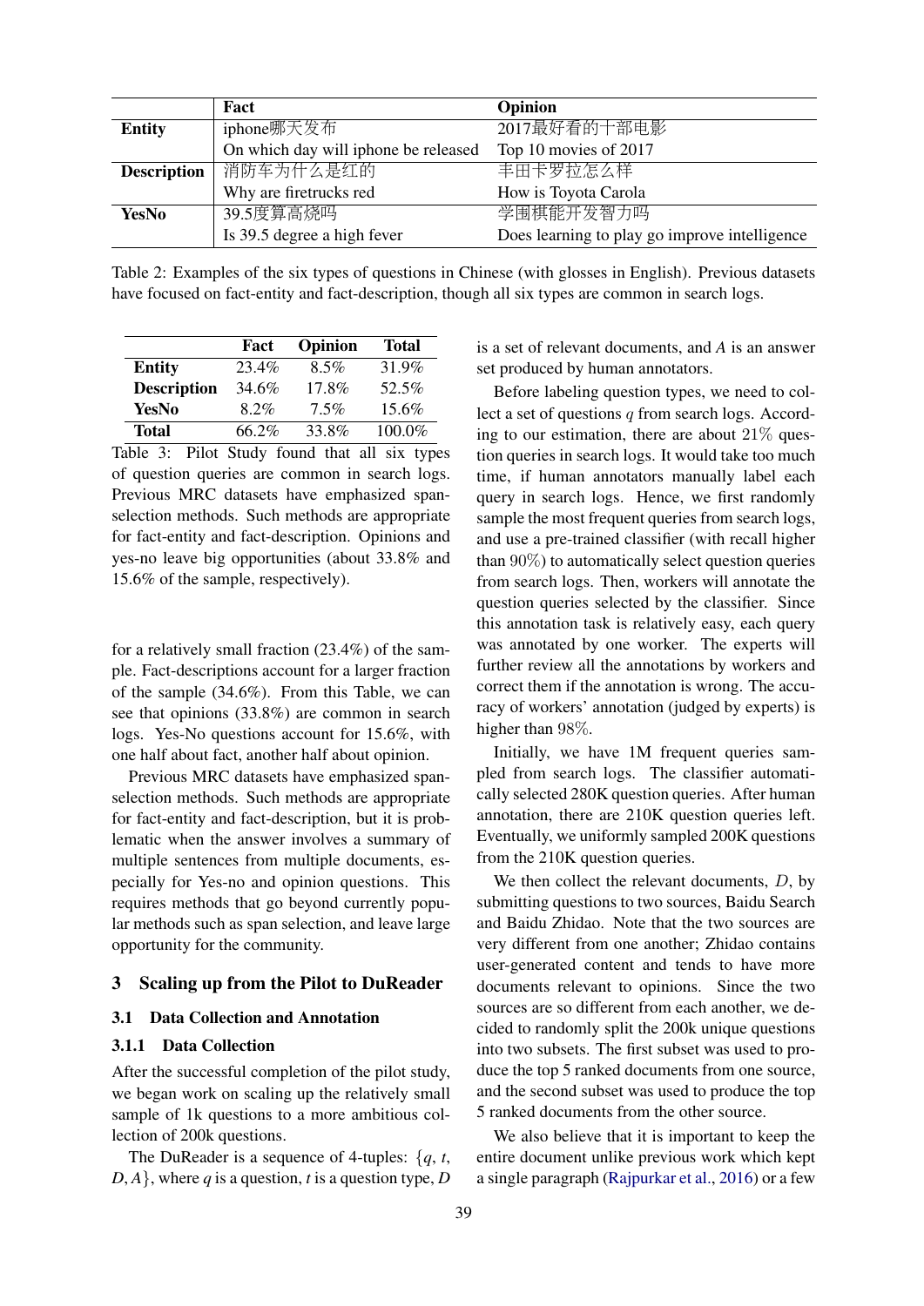| | Fact | Opinion |
|---|---|---|
| **Entity** | iphone哪天发布 | 2017最好看的十部电影 |
| | On which day will iphone be released | Top 10 movies of 2017 |
| **Description** | 消防车为什么是红的 | 丰田卡罗拉怎么样 |
| | Why are firetrucks red | How is Toyota Carola |
| **YesNo** | 39.5度算高烧吗 | 学围棋能开发智力吗 |
| | Is 39.5 degree a high fever | Does learning to play go improve intelligence |

Table 2: Examples of the six types of questions in Chinese (with glosses in English). Previous datasets have focused on fact-entity and fact-description, though all six types are common in search logs.

| | Fact | Opinion | Total |
|---|---|---|---|
| **Entity** | 23.4% | 8.5% | 31.9% |
| **Description** | 34.6% | 17.8% | 52.5% |
| **YesNo** | 8.2% | 7.5% | 15.6% |
| **Total** | 66.2% | 33.8% | 100.0% |

Table 3: Pilot Study found that all six types of question queries are common in search logs. Previous MRC datasets have emphasized span-selection methods. Such methods are appropriate for fact-entity and fact-description. Opinions and yes-no leave big opportunities (about 33.8% and 15.6% of the sample, respectively).

for a relatively small fraction (23.4%) of the sample. Fact-descriptions account for a larger fraction of the sample (34.6%). From this Table, we can see that opinions (33.8%) are common in search logs. Yes-No questions account for 15.6%, with one half about fact, another half about opinion.

Previous MRC datasets have emphasized span-selection methods. Such methods are appropriate for fact-entity and fact-description, but it is problematic when the answer involves a summary of multiple sentences from multiple documents, especially for Yes-no and opinion questions. This requires methods that go beyond currently popular methods such as span selection, and leave large opportunity for the community.

## 3 Scaling up from the Pilot to DuReader

### 3.1 Data Collection and Annotation

#### 3.1.1 Data Collection

After the successful completion of the pilot study, we began work on scaling up the relatively small sample of 1k questions to a more ambitious collection of 200k questions.

The DuReader is a sequence of 4-tuples: $\{q, t, D, A\}$, where $q$ is a question, $t$ is a question type, $D$ is a set of relevant documents, and $A$ is an answer set produced by human annotators.

Before labeling question types, we need to collect a set of questions $q$ from search logs. According to our estimation, there are about 21% question queries in search logs. It would take too much time, if human annotators manually label each query in search logs. Hence, we first randomly sample the most frequent queries from search logs, and use a pre-trained classifier (with recall higher than 90%) to automatically select question queries from search logs. Then, workers will annotate the question queries selected by the classifier. Since this annotation task is relatively easy, each query was annotated by one worker. The experts will further review all the annotations by workers and correct them if the annotation is wrong. The accuracy of workers' annotation (judged by experts) is higher than 98%.

Initially, we have 1M frequent queries sampled from search logs. The classifier automatically selected 280K question queries. After human annotation, there are 210K question queries left. Eventually, we uniformly sampled 200K questions from the 210K question queries.

We then collect the relevant documents, $D$, by submitting questions to two sources, Baidu Search and Baidu Zhidao. Note that the two sources are very different from one another; Zhidao contains user-generated content and tends to have more documents relevant to opinions. Since the two sources are so different from each another, we decided to randomly split the 200k unique questions into two subsets. The first subset was used to produce the top 5 ranked documents from one source, and the second subset was used to produce the top 5 ranked documents from the other source.

We also believe that it is important to keep the entire document unlike previous work which kept a single paragraph (Rajpurkar et al., 2016) or a few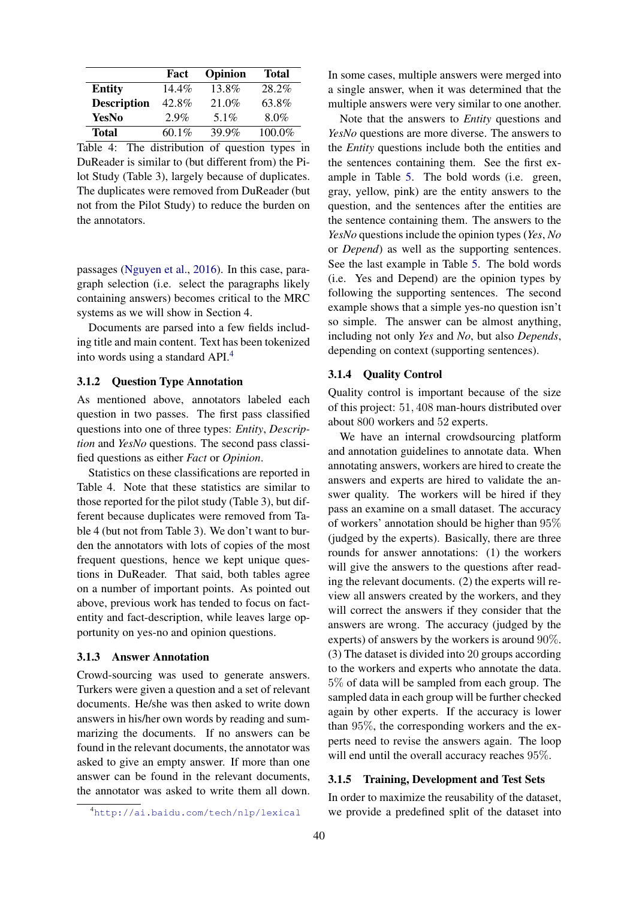|  | Fact | Opinion | Total |
|---|---|---|---|
| **Entity** | 14.4% | 13.8% | 28.2% |
| **Description** | 42.8% | 21.0% | 63.8% |
| **YesNo** | 2.9% | 5.1% | 8.0% |
| **Total** | 60.1% | 39.9% | 100.0% |

Table 4: The distribution of question types in DuReader is similar to (but different from) the Pilot Study (Table 3), largely because of duplicates. The duplicates were removed from DuReader (but not from the Pilot Study) to reduce the burden on the annotators.

passages (Nguyen et al., 2016). In this case, paragraph selection (i.e. select the paragraphs likely containing answers) becomes critical to the MRC systems as we will show in Section 4.

Documents are parsed into a few fields including title and main content. Text has been tokenized into words using a standard API.[4]

### 3.1.2 Question Type Annotation

As mentioned above, annotators labeled each question in two passes. The first pass classified questions into one of three types: *Entity*, *Description* and *YesNo* questions. The second pass classified questions as either *Fact* or *Opinion*.

Statistics on these classifications are reported in Table 4. Note that these statistics are similar to those reported for the pilot study (Table 3), but different because duplicates were removed from Table 4 (but not from Table 3). We don't want to burden the annotators with lots of copies of the most frequent questions, hence we kept unique questions in DuReader. That said, both tables agree on a number of important points. As pointed out above, previous work has tended to focus on fact-entity and fact-description, while leaves large opportunity on yes-no and opinion questions.

### 3.1.3 Answer Annotation

Crowd-sourcing was used to generate answers. Turkers were given a question and a set of relevant documents. He/she was then asked to write down answers in his/her own words by reading and summarizing the documents. If no answers can be found in the relevant documents, the annotator was asked to give an empty answer. If more than one answer can be found in the relevant documents, the annotator was asked to write them all down. In some cases, multiple answers were merged into a single answer, when it was determined that the multiple answers were very similar to one another.

Note that the answers to *Entity* questions and *YesNo* questions are more diverse. The answers to the *Entity* questions include both the entities and the sentences containing them. See the first example in Table 5. The bold words (i.e. green, gray, yellow, pink) are the entity answers to the question, and the sentences after the entities are the sentence containing them. The answers to the *YesNo* questions include the opinion types (*Yes*, *No* or *Depend*) as well as the supporting sentences. See the last example in Table 5. The bold words (i.e. Yes and Depend) are the opinion types by following the supporting sentences. The second example shows that a simple yes-no question isn't so simple. The answer can be almost anything, including not only *Yes* and *No*, but also *Depends*, depending on context (supporting sentences).

### 3.1.4 Quality Control

Quality control is important because of the size of this project: 51,408 man-hours distributed over about 800 workers and 52 experts.

We have an internal crowdsourcing platform and annotation guidelines to annotate data. When annotating answers, workers are hired to create the answers and experts are hired to validate the answer quality. The workers will be hired if they pass an examine on a small dataset. The accuracy of workers' annotation should be higher than 95% (judged by the experts). Basically, there are three rounds for answer annotations: (1) the workers will give the answers to the questions after reading the relevant documents. (2) the experts will review all answers created by the workers, and they will correct the answers if they consider that the answers are wrong. The accuracy (judged by the experts) of answers by the workers is around 90%. (3) The dataset is divided into 20 groups according to the workers and experts who annotate the data. 5% of data will be sampled from each group. The sampled data in each group will be further checked again by other experts. If the accuracy is lower than 95%, the corresponding workers and the experts need to revise the answers again. The loop will end until the overall accuracy reaches 95%.

### 3.1.5 Training, Development and Test Sets

In order to maximize the reusability of the dataset, we provide a predefined split of the dataset into

[4] http://ai.baidu.com/tech/nlp/lexical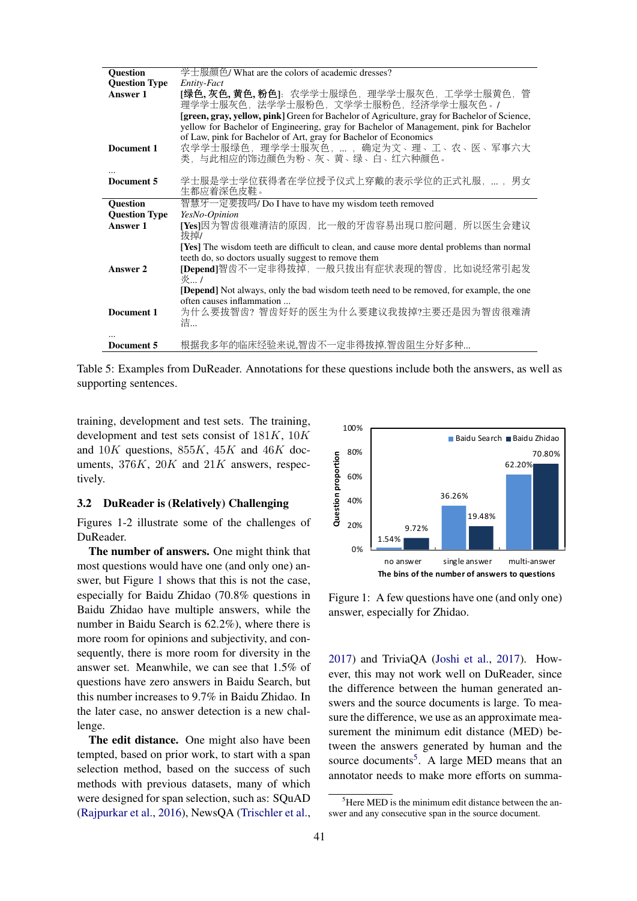| | |
|---|---|
| **Question** | 学士服颜色/ What are the colors of academic dresses? |
| **Question Type** | *Entity-Fact* |
| **Answer 1** | **[绿色, 灰色, 黄色, 粉色]**: 农学学士服绿色，理学学士服灰色，工学学士服黄色，管理学学士服灰色，法学学士服粉色，文学学士服粉色，经济学学士服灰色。/ **[green, gray, yellow, pink]** Green for Bachelor of Agriculture, gray for Bachelor of Science, yellow for Bachelor of Engineering, gray for Bachelor of Management, pink for Bachelor of Law, pink for Bachelor of Art, gray for Bachelor of Economics |
| **Document 1** | 农学学士服绿色，理学学士服灰色，...，确定为文、理、工、农、医、军事六大类，与此相应的饰边颜色为粉、灰、黄、绿、白、红六种颜色。 |
| ... | |
| **Document 5** | 学士服是学士学位获得者在学位授予仪式上穿戴的表示学位的正式礼服，...，男女生都应着深色皮鞋。 |
| **Question** | 智慧牙一定要拔吗/ Do I have to have my wisdom teeth removed |
| **Question Type** | *YesNo-Opinion* |
| **Answer 1** | **[Yes]**因为智齿很难清洁的原因，比一般的牙齿容易出现口腔问题，所以医生会建议拔掉/ **[Yes]** The wisdom teeth are difficult to clean, and cause more dental problems than normal teeth do, so doctors usually suggest to remove them |
| **Answer 2** | **[Depend]**智齿不一定非得拔掉，一般只拔出有症状表现的智齿，比如说经常引起发炎... / **[Depend]** Not always, only the bad wisdom teeth need to be removed, for example, the one often causes inflammation ... |
| **Document 1** | 为什么要拔智齿？智齿好好的医生为什么要建议我拔掉?主要还是因为智齿很难清洁... |
| ... | |
| **Document 5** | 根据我多年的临床经验来说,智齿不一定非得拔掉.智齿阻生分好多种... |

Table 5: Examples from DuReader. Annotations for these questions include both the answers, as well as supporting sentences.

training, development and test sets. The training, development and test sets consist of $181K$, $10K$ and $10K$ questions, $855K$, $45K$ and $46K$ documents, $376K$, $20K$ and $21K$ answers, respectively.

### 3.2 DuReader is (Relatively) Challenging

Figures 1-2 illustrate some of the challenges of DuReader.

**The number of answers.** One might think that most questions would have one (and only one) answer, but Figure 1 shows that this is not the case, especially for Baidu Zhidao (70.8% questions in Baidu Zhidao have multiple answers, while the number in Baidu Search is 62.2%), where there is more room for opinions and subjectivity, and consequently, there is more room for diversity in the answer set. Meanwhile, we can see that 1.5% of questions have zero answers in Baidu Search, but this number increases to 9.7% in Baidu Zhidao. In the later case, no answer detection is a new challenge.

**The edit distance.** One might also have been tempted, based on prior work, to start with a span selection method, based on the success of such methods with previous datasets, many of which were designed for span selection, such as: SQuAD (Rajpurkar et al., 2016), NewsQA (Trischler et al., 2017) and TriviaQA (Joshi et al., 2017). However, this may not work well on DuReader, since the difference between the human generated answers and the source documents is large. To measure the difference, we use as an approximate measurement the minimum edit distance (MED) between the answers generated by human and the source documents[5]. A large MED means that an annotator needs to make more efforts on summa-

| The bins of the number of answers to questions | Baidu Search | Baidu Zhidao |
|---|---|---|
| no answer | 1.54% | 9.72% |
| single answer | 36.26% | 19.48% |
| multi-answer | 62.20% | 70.80% |

Figure 1: A few questions have one (and only one) answer, especially for Zhidao.

[5]Here MED is the minimum edit distance between the answer and any consecutive span in the source document.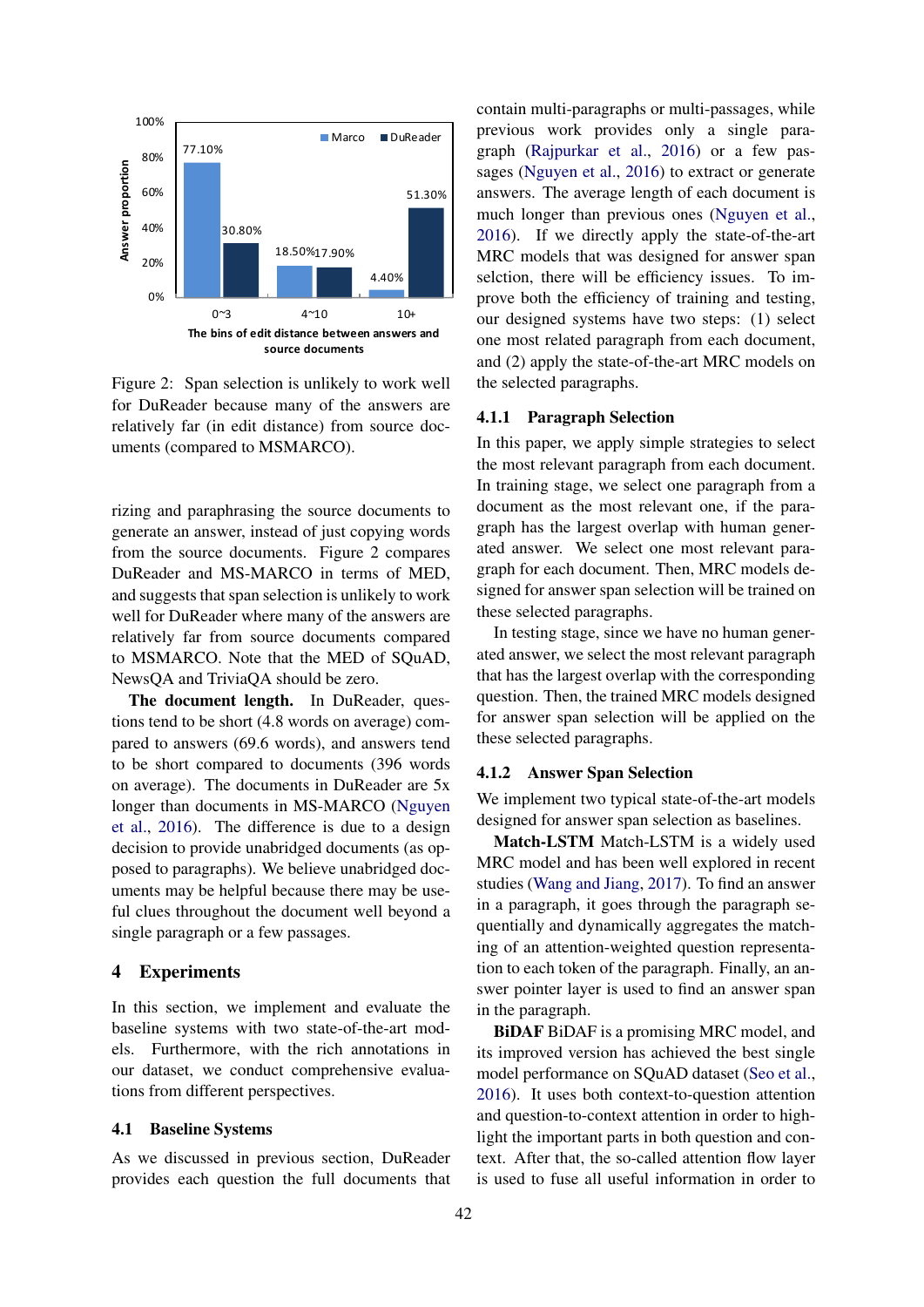Figure 2: Span selection is unlikely to work well for DuReader because many of the answers are relatively far (in edit distance) from source documents (compared to MSMARCO).

rizing and paraphrasing the source documents to generate an answer, instead of just copying words from the source documents. Figure 2 compares DuReader and MS-MARCO in terms of MED, and suggests that span selection is unlikely to work well for DuReader where many of the answers are relatively far from source documents compared to MSMARCO. Note that the MED of SQuAD, NewsQA and TriviaQA should be zero.

**The document length.** In DuReader, questions tend to be short (4.8 words on average) compared to answers (69.6 words), and answers tend to be short compared to documents (396 words on average). The documents in DuReader are 5x longer than documents in MS-MARCO (Nguyen et al., 2016). The difference is due to a design decision to provide unabridged documents (as opposed to paragraphs). We believe unabridged documents may be helpful because there may be useful clues throughout the document well beyond a single paragraph or a few passages.

# 4 Experiments

In this section, we implement and evaluate the baseline systems with two state-of-the-art models. Furthermore, with the rich annotations in our dataset, we conduct comprehensive evaluations from different perspectives.

## 4.1 Baseline Systems

As we discussed in previous section, DuReader provides each question the full documents that contain multi-paragraphs or multi-passages, while previous work provides only a single paragraph (Rajpurkar et al., 2016) or a few passages (Nguyen et al., 2016) to extract or generate answers. The average length of each document is much longer than previous ones (Nguyen et al., 2016). If we directly apply the state-of-the-art MRC models that was designed for answer span selction, there will be efficiency issues. To improve both the efficiency of training and testing, our designed systems have two steps: (1) select one most related paragraph from each document, and (2) apply the state-of-the-art MRC models on the selected paragraphs.

### 4.1.1 Paragraph Selection

In this paper, we apply simple strategies to select the most relevant paragraph from each document. In training stage, we select one paragraph from a document as the most relevant one, if the paragraph has the largest overlap with human generated answer. We select one most relevant paragraph for each document. Then, MRC models designed for answer span selection will be trained on these selected paragraphs.

In testing stage, since we have no human generated answer, we select the most relevant paragraph that has the largest overlap with the corresponding question. Then, the trained MRC models designed for answer span selection will be applied on the these selected paragraphs.

### 4.1.2 Answer Span Selection

We implement two typical state-of-the-art models designed for answer span selection as baselines.

**Match-LSTM** Match-LSTM is a widely used MRC model and has been well explored in recent studies (Wang and Jiang, 2017). To find an answer in a paragraph, it goes through the paragraph sequentially and dynamically aggregates the matching of an attention-weighted question representation to each token of the paragraph. Finally, an answer pointer layer is used to find an answer span in the paragraph.

**BiDAF** BiDAF is a promising MRC model, and its improved version has achieved the best single model performance on SQuAD dataset (Seo et al., 2016). It uses both context-to-question attention and question-to-context attention in order to highlight the important parts in both question and context. After that, the so-called attention flow layer is used to fuse all useful information in order to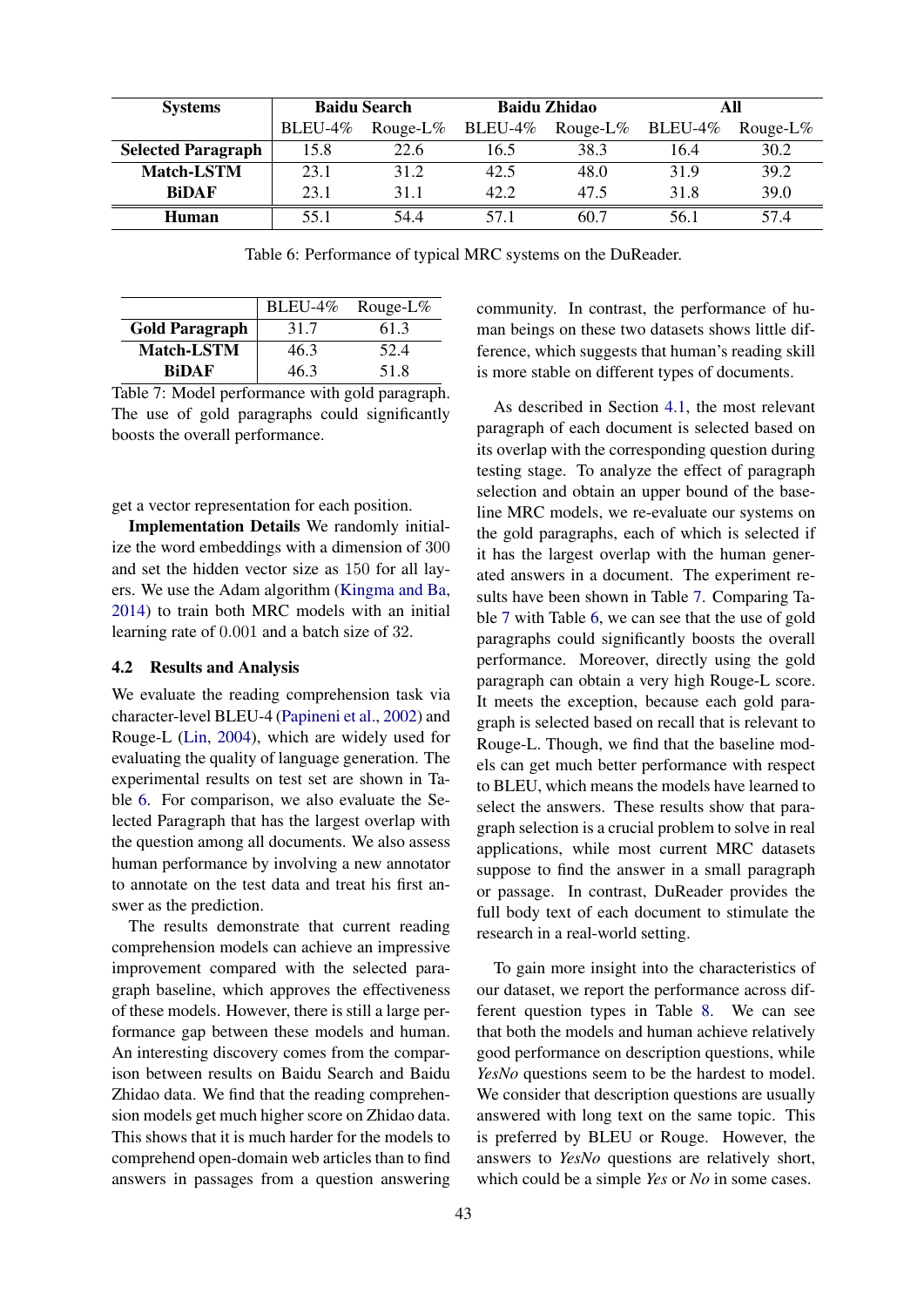| Systems | Baidu Search | | Baidu Zhidao | | All | |
|---|---|---|---|---|---|---|
| | BLEU-4% | Rouge-L% | BLEU-4% | Rouge-L% | BLEU-4% | Rouge-L% |
| **Selected Paragraph** | 15.8 | 22.6 | 16.5 | 38.3 | 16.4 | 30.2 |
| **Match-LSTM** | 23.1 | 31.2 | 42.5 | 48.0 | 31.9 | 39.2 |
| **BiDAF** | 23.1 | 31.1 | 42.2 | 47.5 | 31.8 | 39.0 |
| **Human** | 55.1 | 54.4 | 57.1 | 60.7 | 56.1 | 57.4 |

Table 6: Performance of typical MRC systems on the DuReader.

| | BLEU-4% | Rouge-L% |
|---|---|---|
| **Gold Paragraph** | 31.7 | 61.3 |
| **Match-LSTM** | 46.3 | 52.4 |
| **BiDAF** | 46.3 | 51.8 |

Table 7: Model performance with gold paragraph. The use of gold paragraphs could significantly boosts the overall performance.

get a vector representation for each position.

**Implementation Details** We randomly initialize the word embeddings with a dimension of 300 and set the hidden vector size as 150 for all layers. We use the Adam algorithm (Kingma and Ba, 2014) to train both MRC models with an initial learning rate of 0.001 and a batch size of 32.

### 4.2 Results and Analysis

We evaluate the reading comprehension task via character-level BLEU-4 (Papineni et al., 2002) and Rouge-L (Lin, 2004), which are widely used for evaluating the quality of language generation. The experimental results on test set are shown in Table 6. For comparison, we also evaluate the Selected Paragraph that has the largest overlap with the question among all documents. We also assess human performance by involving a new annotator to annotate on the test data and treat his first answer as the prediction.

The results demonstrate that current reading comprehension models can achieve an impressive improvement compared with the selected paragraph baseline, which approves the effectiveness of these models. However, there is still a large performance gap between these models and human. An interesting discovery comes from the comparison between results on Baidu Search and Baidu Zhidao data. We find that the reading comprehension models get much higher score on Zhidao data. This shows that it is much harder for the models to comprehend open-domain web articles than to find answers in passages from a question answering community. In contrast, the performance of human beings on these two datasets shows little difference, which suggests that human's reading skill is more stable on different types of documents.

As described in Section 4.1, the most relevant paragraph of each document is selected based on its overlap with the corresponding question during testing stage. To analyze the effect of paragraph selection and obtain an upper bound of the baseline MRC models, we re-evaluate our systems on the gold paragraphs, each of which is selected if it has the largest overlap with the human generated answers in a document. The experiment results have been shown in Table 7. Comparing Table 7 with Table 6, we can see that the use of gold paragraphs could significantly boosts the overall performance. Moreover, directly using the gold paragraph can obtain a very high Rouge-L score. It meets the exception, because each gold paragraph is selected based on recall that is relevant to Rouge-L. Though, we find that the baseline models can get much better performance with respect to BLEU, which means the models have learned to select the answers. These results show that paragraph selection is a crucial problem to solve in real applications, while most current MRC datasets suppose to find the answer in a small paragraph or passage. In contrast, DuReader provides the full body text of each document to stimulate the research in a real-world setting.

To gain more insight into the characteristics of our dataset, we report the performance across different question types in Table 8. We can see that both the models and human achieve relatively good performance on description questions, while *YesNo* questions seem to be the hardest to model. We consider that description questions are usually answered with long text on the same topic. This is preferred by BLEU or Rouge. However, the answers to *YesNo* questions are relatively short, which could be a simple *Yes* or *No* in some cases.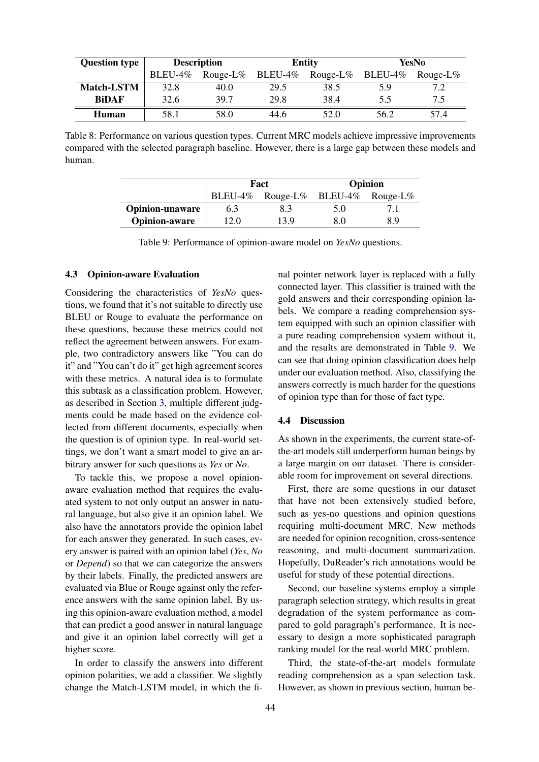| Question type | Description | | Entity | | YesNo | |
|---|---|---|---|---|---|---|
| | BLEU-4% | Rouge-L% | BLEU-4% | Rouge-L% | BLEU-4% | Rouge-L% |
| **Match-LSTM** | 32.8 | 40.0 | 29.5 | 38.5 | 5.9 | 7.2 |
| **BiDAF** | 32.6 | 39.7 | 29.8 | 38.4 | 5.5 | 7.5 |
| **Human** | 58.1 | 58.0 | 44.6 | 52.0 | 56.2 | 57.4 |

Table 8: Performance on various question types. Current MRC models achieve impressive improvements compared with the selected paragraph baseline. However, there is a large gap between these models and human.

| | Fact | | Opinion | |
|---|---|---|---|---|
| | BLEU-4% | Rouge-L% | BLEU-4% | Rouge-L% |
| **Opinion-unaware** | 6.3 | 8.3 | 5.0 | 7.1 |
| **Opinion-aware** | 12.0 | 13.9 | 8.0 | 8.9 |

Table 9: Performance of opinion-aware model on *YesNo* questions.

### 4.3 Opinion-aware Evaluation

Considering the characteristics of *YesNo* questions, we found that it's not suitable to directly use BLEU or Rouge to evaluate the performance on these questions, because these metrics could not reflect the agreement between answers. For example, two contradictory answers like "You can do it" and "You can't do it" get high agreement scores with these metrics. A natural idea is to formulate this subtask as a classification problem. However, as described in Section 3, multiple different judgments could be made based on the evidence collected from different documents, especially when the question is of opinion type. In real-world settings, we don't want a smart model to give an arbitrary answer for such questions as *Yes* or *No*.

To tackle this, we propose a novel opinion-aware evaluation method that requires the evaluated system to not only output an answer in natural language, but also give it an opinion label. We also have the annotators provide the opinion label for each answer they generated. In such cases, every answer is paired with an opinion label (*Yes*, *No* or *Depend*) so that we can categorize the answers by their labels. Finally, the predicted answers are evaluated via Blue or Rouge against only the reference answers with the same opinion label. By using this opinion-aware evaluation method, a model that can predict a good answer in natural language and give it an opinion label correctly will get a higher score.

In order to classify the answers into different opinion polarities, we add a classifier. We slightly change the Match-LSTM model, in which the final pointer network layer is replaced with a fully connected layer. This classifier is trained with the gold answers and their corresponding opinion labels. We compare a reading comprehension system equipped with such an opinion classifier with a pure reading comprehension system without it, and the results are demonstrated in Table 9. We can see that doing opinion classification does help under our evaluation method. Also, classifying the answers correctly is much harder for the questions of opinion type than for those of fact type.

### 4.4 Discussion

As shown in the experiments, the current state-of-the-art models still underperform human beings by a large margin on our dataset. There is considerable room for improvement on several directions.

First, there are some questions in our dataset that have not been extensively studied before, such as yes-no questions and opinion questions requiring multi-document MRC. New methods are needed for opinion recognition, cross-sentence reasoning, and multi-document summarization. Hopefully, DuReader's rich annotations would be useful for study of these potential directions.

Second, our baseline systems employ a simple paragraph selection strategy, which results in great degradation of the system performance as compared to gold paragraph's performance. It is necessary to design a more sophisticated paragraph ranking model for the real-world MRC problem.

Third, the state-of-the-art models formulate reading comprehension as a span selection task. However, as shown in previous section, human be-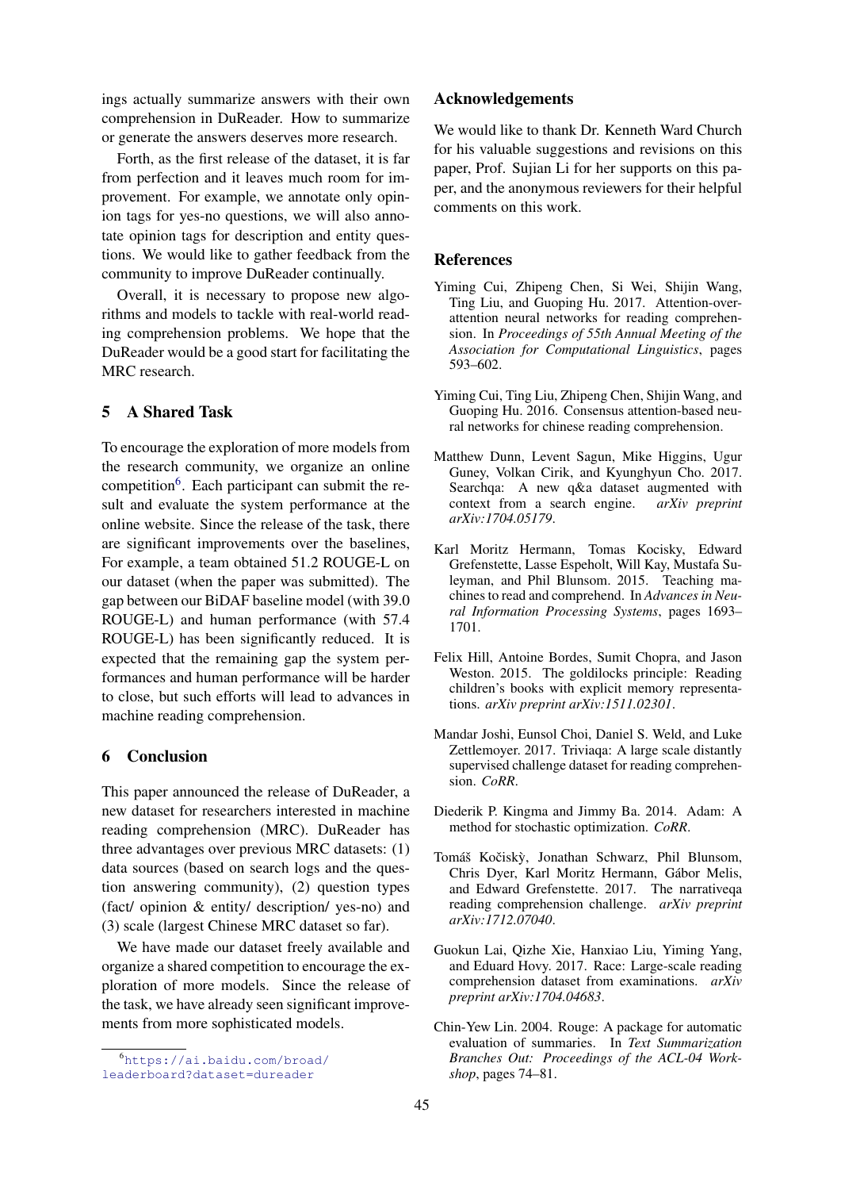ings actually summarize answers with their own comprehension in DuReader. How to summarize or generate the answers deserves more research.

Forth, as the first release of the dataset, it is far from perfection and it leaves much room for improvement. For example, we annotate only opinion tags for yes-no questions, we will also annotate opinion tags for description and entity questions. We would like to gather feedback from the community to improve DuReader continually.

Overall, it is necessary to propose new algorithms and models to tackle with real-world reading comprehension problems. We hope that the DuReader would be a good start for facilitating the MRC research.

## 5 A Shared Task

To encourage the exploration of more models from the research community, we organize an online competition[6]. Each participant can submit the result and evaluate the system performance at the online website. Since the release of the task, there are significant improvements over the baselines, For example, a team obtained 51.2 ROUGE-L on our dataset (when the paper was submitted). The gap between our BiDAF baseline model (with 39.0 ROUGE-L) and human performance (with 57.4 ROUGE-L) has been significantly reduced. It is expected that the remaining gap the system performances and human performance will be harder to close, but such efforts will lead to advances in machine reading comprehension.

## 6 Conclusion

This paper announced the release of DuReader, a new dataset for researchers interested in machine reading comprehension (MRC). DuReader has three advantages over previous MRC datasets: (1) data sources (based on search logs and the question answering community), (2) question types (fact/ opinion & entity/ description/ yes-no) and (3) scale (largest Chinese MRC dataset so far).

We have made our dataset freely available and organize a shared competition to encourage the exploration of more models. Since the release of the task, we have already seen significant improvements from more sophisticated models.

[6] https://ai.baidu.com/broad/leaderboard?dataset=dureader

## Acknowledgements

We would like to thank Dr. Kenneth Ward Church for his valuable suggestions and revisions on this paper, Prof. Sujian Li for her supports on this paper, and the anonymous reviewers for their helpful comments on this work.

## References

Yiming Cui, Zhipeng Chen, Si Wei, Shijin Wang, Ting Liu, and Guoping Hu. 2017. Attention-over-attention neural networks for reading comprehension. In *Proceedings of 55th Annual Meeting of the Association for Computational Linguistics*, pages 593–602.

Yiming Cui, Ting Liu, Zhipeng Chen, Shijin Wang, and Guoping Hu. 2016. Consensus attention-based neural networks for chinese reading comprehension.

Matthew Dunn, Levent Sagun, Mike Higgins, Ugur Guney, Volkan Cirik, and Kyunghyun Cho. 2017. Searchqa: A new q&a dataset augmented with context from a search engine. *arXiv preprint arXiv:1704.05179*.

Karl Moritz Hermann, Tomas Kocisky, Edward Grefenstette, Lasse Espeholt, Will Kay, Mustafa Suleyman, and Phil Blunsom. 2015. Teaching machines to read and comprehend. In *Advances in Neural Information Processing Systems*, pages 1693–1701.

Felix Hill, Antoine Bordes, Sumit Chopra, and Jason Weston. 2015. The goldilocks principle: Reading children's books with explicit memory representations. *arXiv preprint arXiv:1511.02301*.

Mandar Joshi, Eunsol Choi, Daniel S. Weld, and Luke Zettlemoyer. 2017. Triviaqa: A large scale distantly supervised challenge dataset for reading comprehension. *CoRR*.

Diederik P. Kingma and Jimmy Ba. 2014. Adam: A method for stochastic optimization. *CoRR*.

Tomáš Kočiský, Jonathan Schwarz, Phil Blunsom, Chris Dyer, Karl Moritz Hermann, Gábor Melis, and Edward Grefenstette. 2017. The narrativeqa reading comprehension challenge. *arXiv preprint arXiv:1712.07040*.

Guokun Lai, Qizhe Xie, Hanxiao Liu, Yiming Yang, and Eduard Hovy. 2017. Race: Large-scale reading comprehension dataset from examinations. *arXiv preprint arXiv:1704.04683*.

Chin-Yew Lin. 2004. Rouge: A package for automatic evaluation of summaries. In *Text Summarization Branches Out: Proceedings of the ACL-04 Workshop*, pages 74–81.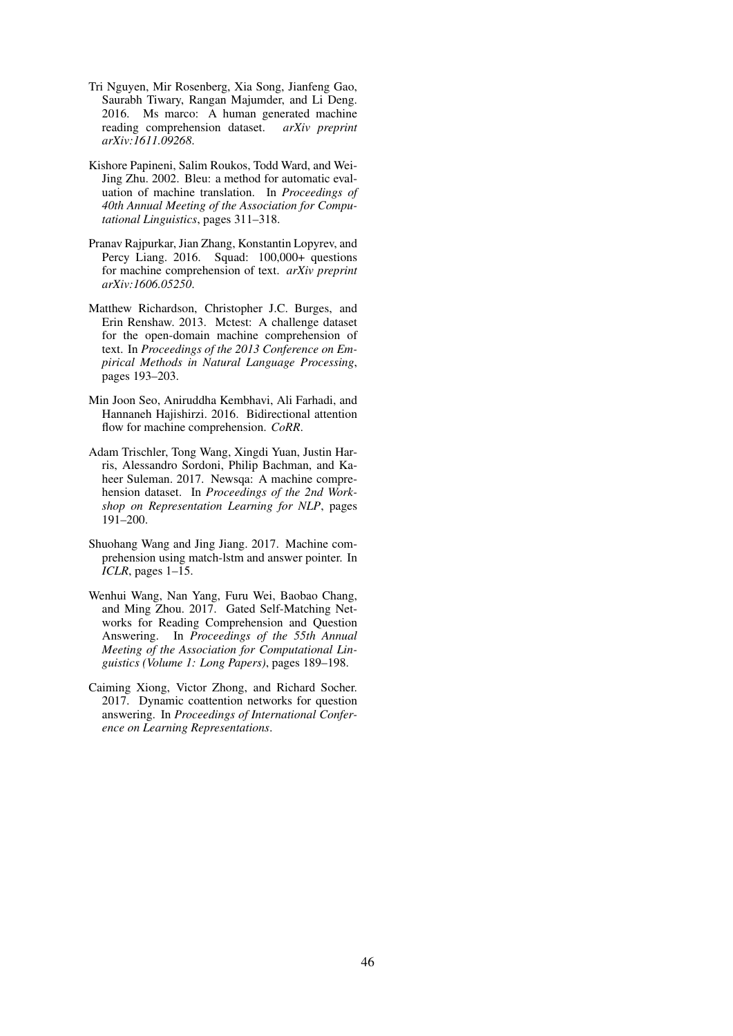Tri Nguyen, Mir Rosenberg, Xia Song, Jianfeng Gao, Saurabh Tiwary, Rangan Majumder, and Li Deng. 2016. Ms marco: A human generated machine reading comprehension dataset. *arXiv preprint arXiv:1611.09268*.

Kishore Papineni, Salim Roukos, Todd Ward, and Wei-Jing Zhu. 2002. Bleu: a method for automatic evaluation of machine translation. In *Proceedings of 40th Annual Meeting of the Association for Computational Linguistics*, pages 311–318.

Pranav Rajpurkar, Jian Zhang, Konstantin Lopyrev, and Percy Liang. 2016. Squad: 100,000+ questions for machine comprehension of text. *arXiv preprint arXiv:1606.05250*.

Matthew Richardson, Christopher J.C. Burges, and Erin Renshaw. 2013. Mctest: A challenge dataset for the open-domain machine comprehension of text. In *Proceedings of the 2013 Conference on Empirical Methods in Natural Language Processing*, pages 193–203.

Min Joon Seo, Aniruddha Kembhavi, Ali Farhadi, and Hannaneh Hajishirzi. 2016. Bidirectional attention flow for machine comprehension. *CoRR*.

Adam Trischler, Tong Wang, Xingdi Yuan, Justin Harris, Alessandro Sordoni, Philip Bachman, and Kaheer Suleman. 2017. Newsqa: A machine comprehension dataset. In *Proceedings of the 2nd Workshop on Representation Learning for NLP*, pages 191–200.

Shuohang Wang and Jing Jiang. 2017. Machine comprehension using match-lstm and answer pointer. In *ICLR*, pages 1–15.

Wenhui Wang, Nan Yang, Furu Wei, Baobao Chang, and Ming Zhou. 2017. Gated Self-Matching Networks for Reading Comprehension and Question Answering. In *Proceedings of the 55th Annual Meeting of the Association for Computational Linguistics (Volume 1: Long Papers)*, pages 189–198.

Caiming Xiong, Victor Zhong, and Richard Socher. 2017. Dynamic coattention networks for question answering. In *Proceedings of International Conference on Learning Representations*.